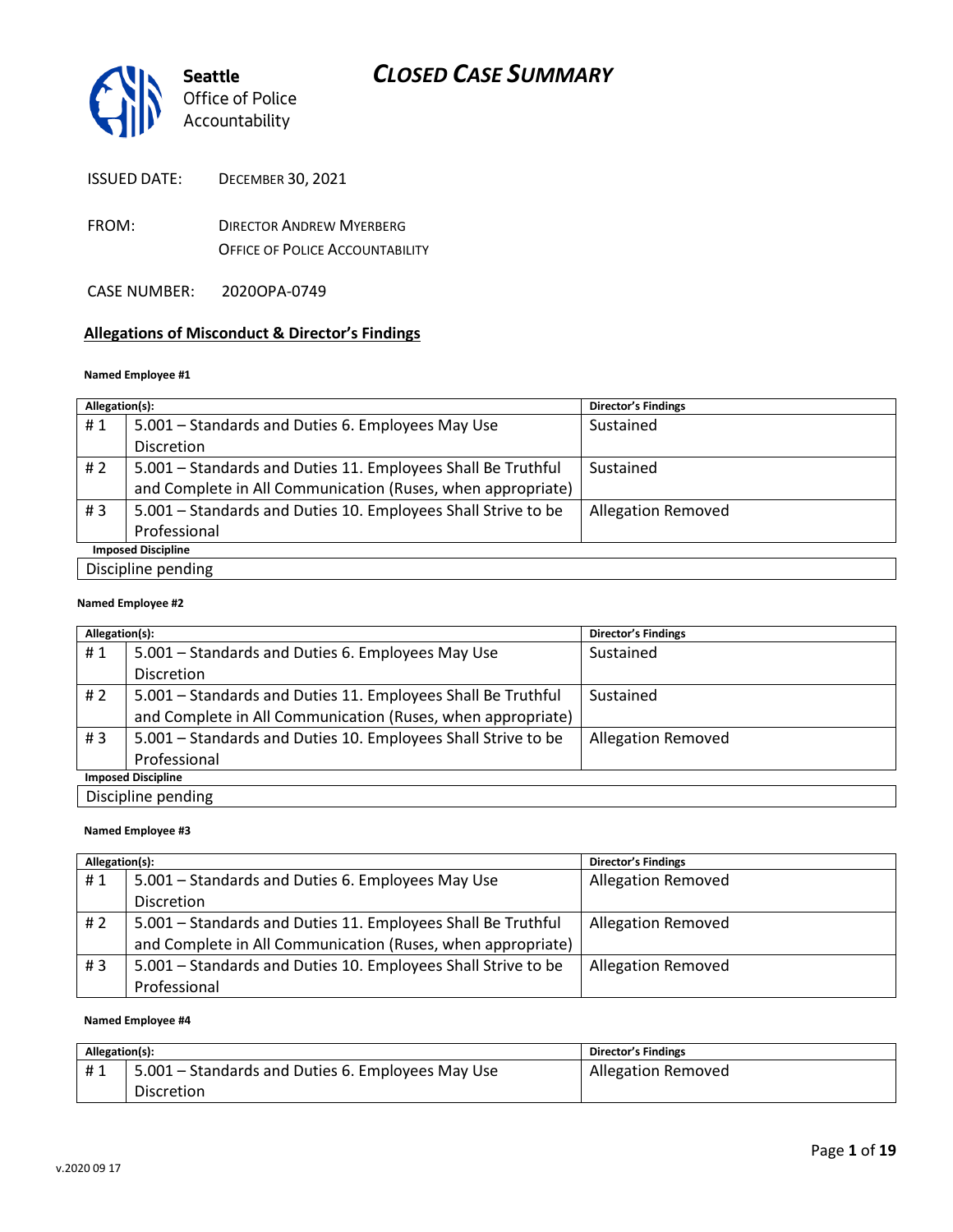Seattle
Office of Police
Accountability

# *CLOSED CASE SUMMARY*

ISSUED DATE: DECEMBER 30, 2021

FROM: DIRECTOR ANDREW MYERBERG
OFFICE OF POLICE ACCOUNTABILITY

CASE NUMBER: 2020OPA-0749

## Allegations of Misconduct & Director's Findings

**Named Employee #1**

| Allegation(s): | | Director's Findings |
|---|---|---|
| # 1 | 5.001 – Standards and Duties 6. Employees May Use Discretion | Sustained |
| # 2 | 5.001 – Standards and Duties 11. Employees Shall Be Truthful and Complete in All Communication (Ruses, when appropriate) | Sustained |
| # 3 | 5.001 – Standards and Duties 10. Employees Shall Strive to be Professional | Allegation Removed |
| **Imposed Discipline** | | |
| Discipline pending | | |

**Named Employee #2**

| Allegation(s): | | Director's Findings |
|---|---|---|
| # 1 | 5.001 – Standards and Duties 6. Employees May Use Discretion | Sustained |
| # 2 | 5.001 – Standards and Duties 11. Employees Shall Be Truthful and Complete in All Communication (Ruses, when appropriate) | Sustained |
| # 3 | 5.001 – Standards and Duties 10. Employees Shall Strive to be Professional | Allegation Removed |
| **Imposed Discipline** | | |
| Discipline pending | | |

**Named Employee #3**

| Allegation(s): | | Director's Findings |
|---|---|---|
| # 1 | 5.001 – Standards and Duties 6. Employees May Use Discretion | Allegation Removed |
| # 2 | 5.001 – Standards and Duties 11. Employees Shall Be Truthful and Complete in All Communication (Ruses, when appropriate) | Allegation Removed |
| # 3 | 5.001 – Standards and Duties 10. Employees Shall Strive to be Professional | Allegation Removed |

**Named Employee #4**

| Allegation(s): | | Director's Findings |
|---|---|---|
| # 1 | 5.001 – Standards and Duties 6. Employees May Use Discretion | Allegation Removed |

v.2020 09 17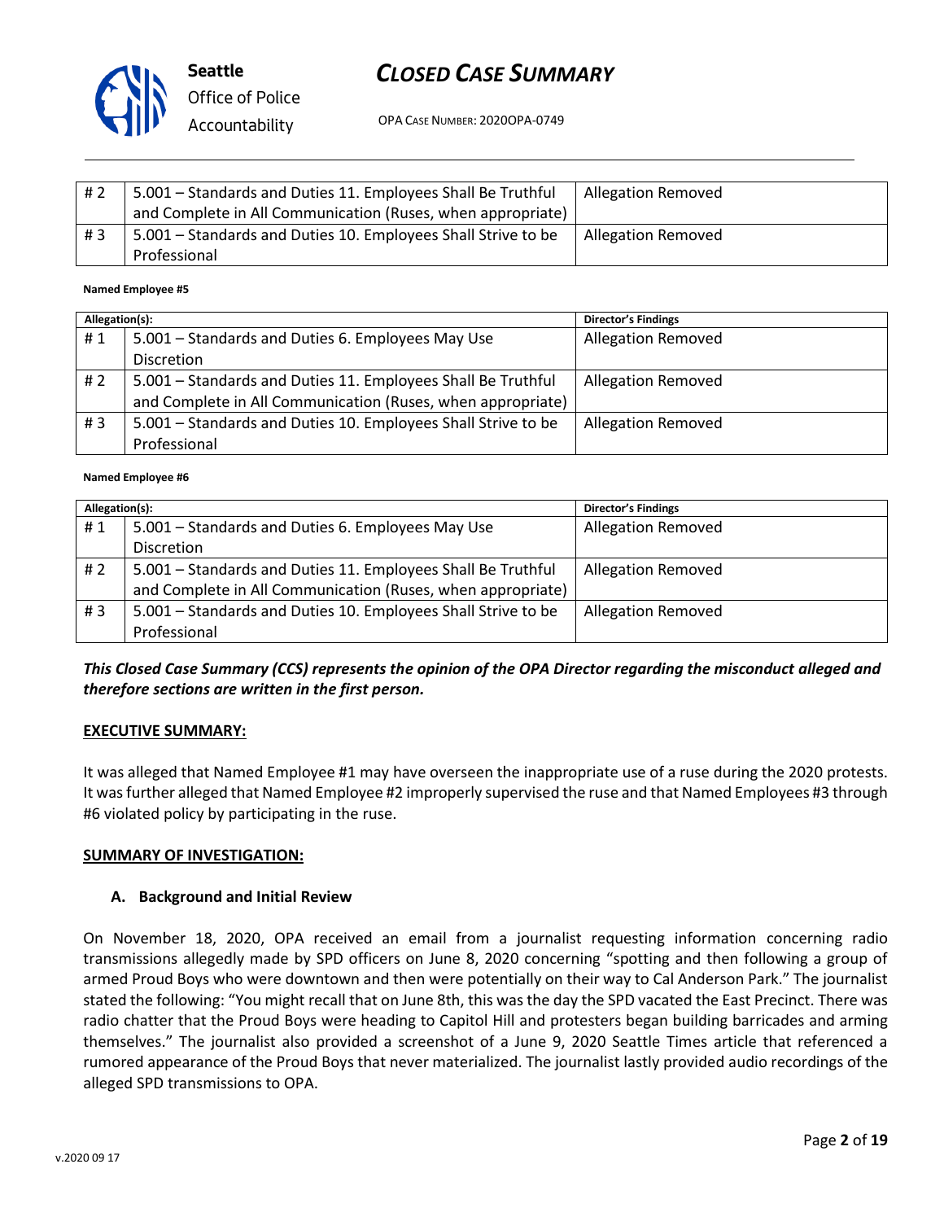| | | |
|---|---|---|
| # 2 | 5.001 – Standards and Duties 11. Employees Shall Be Truthful and Complete in All Communication (Ruses, when appropriate) | Allegation Removed |
| # 3 | 5.001 – Standards and Duties 10. Employees Shall Strive to be Professional | Allegation Removed |

**Named Employee #5**

| Allegation(s): | | Director's Findings |
|---|---|---|
| # 1 | 5.001 – Standards and Duties 6. Employees May Use Discretion | Allegation Removed |
| # 2 | 5.001 – Standards and Duties 11. Employees Shall Be Truthful and Complete in All Communication (Ruses, when appropriate) | Allegation Removed |
| # 3 | 5.001 – Standards and Duties 10. Employees Shall Strive to be Professional | Allegation Removed |

**Named Employee #6**

| Allegation(s): | | Director's Findings |
|---|---|---|
| # 1 | 5.001 – Standards and Duties 6. Employees May Use Discretion | Allegation Removed |
| # 2 | 5.001 – Standards and Duties 11. Employees Shall Be Truthful and Complete in All Communication (Ruses, when appropriate) | Allegation Removed |
| # 3 | 5.001 – Standards and Duties 10. Employees Shall Strive to be Professional | Allegation Removed |

***This Closed Case Summary (CCS) represents the opinion of the OPA Director regarding the misconduct alleged and therefore sections are written in the first person.***

**EXECUTIVE SUMMARY:**

It was alleged that Named Employee #1 may have overseen the inappropriate use of a ruse during the 2020 protests. It was further alleged that Named Employee #2 improperly supervised the ruse and that Named Employees #3 through #6 violated policy by participating in the ruse.

**SUMMARY OF INVESTIGATION:**

**A. Background and Initial Review**

On November 18, 2020, OPA received an email from a journalist requesting information concerning radio transmissions allegedly made by SPD officers on June 8, 2020 concerning "spotting and then following a group of armed Proud Boys who were downtown and then were potentially on their way to Cal Anderson Park." The journalist stated the following: "You might recall that on June 8th, this was the day the SPD vacated the East Precinct. There was radio chatter that the Proud Boys were heading to Capitol Hill and protesters began building barricades and arming themselves." The journalist also provided a screenshot of a June 9, 2020 Seattle Times article that referenced a rumored appearance of the Proud Boys that never materialized. The journalist lastly provided audio recordings of the alleged SPD transmissions to OPA.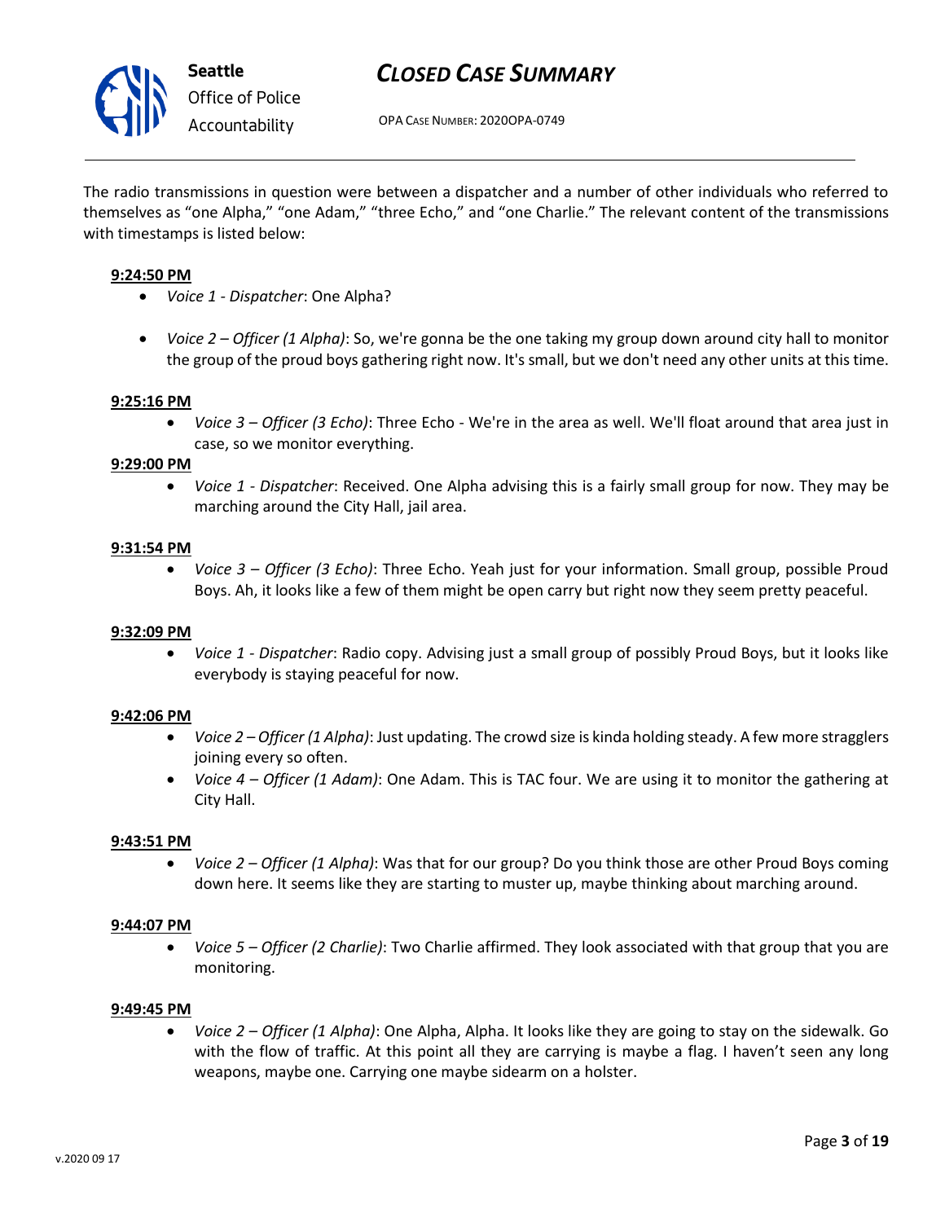The radio transmissions in question were between a dispatcher and a number of other individuals who referred to themselves as "one Alpha," "one Adam," "three Echo," and "one Charlie." The relevant content of the transmissions with timestamps is listed below:

**9:24:50 PM**

- *Voice 1 - Dispatcher*: One Alpha?
- *Voice 2 – Officer (1 Alpha)*: So, we're gonna be the one taking my group down around city hall to monitor the group of the proud boys gathering right now. It's small, but we don't need any other units at this time.

**9:25:16 PM**

- *Voice 3 – Officer (3 Echo)*: Three Echo - We're in the area as well. We'll float around that area just in case, so we monitor everything.

**9:29:00 PM**

- *Voice 1 - Dispatcher*: Received. One Alpha advising this is a fairly small group for now. They may be marching around the City Hall, jail area.

**9:31:54 PM**

- *Voice 3 – Officer (3 Echo)*: Three Echo. Yeah just for your information. Small group, possible Proud Boys. Ah, it looks like a few of them might be open carry but right now they seem pretty peaceful.

**9:32:09 PM**

- *Voice 1 - Dispatcher*: Radio copy. Advising just a small group of possibly Proud Boys, but it looks like everybody is staying peaceful for now.

**9:42:06 PM**

- *Voice 2 – Officer (1 Alpha)*: Just updating. The crowd size is kinda holding steady. A few more stragglers joining every so often.
- *Voice 4 – Officer (1 Adam)*: One Adam. This is TAC four. We are using it to monitor the gathering at City Hall.

**9:43:51 PM**

- *Voice 2 – Officer (1 Alpha)*: Was that for our group? Do you think those are other Proud Boys coming down here. It seems like they are starting to muster up, maybe thinking about marching around.

**9:44:07 PM**

- *Voice 5 – Officer (2 Charlie)*: Two Charlie affirmed. They look associated with that group that you are monitoring.

**9:49:45 PM**

- *Voice 2 – Officer (1 Alpha)*: One Alpha, Alpha. It looks like they are going to stay on the sidewalk. Go with the flow of traffic. At this point all they are carrying is maybe a flag. I haven't seen any long weapons, maybe one. Carrying one maybe sidearm on a holster.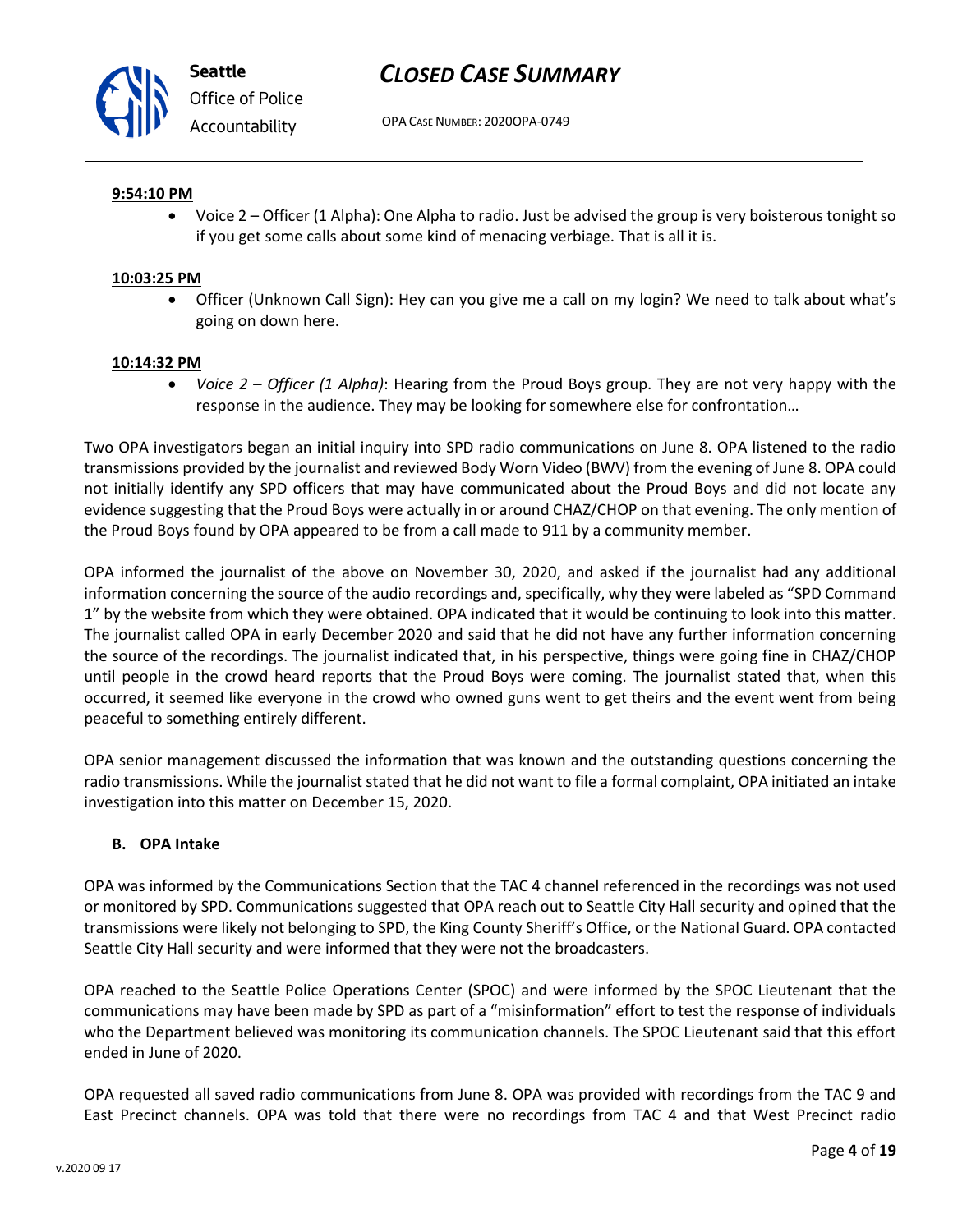**9:54:10 PM**

- Voice 2 – Officer (1 Alpha): One Alpha to radio. Just be advised the group is very boisterous tonight so if you get some calls about some kind of menacing verbiage. That is all it is.

**10:03:25 PM**

- Officer (Unknown Call Sign): Hey can you give me a call on my login? We need to talk about what's going on down here.

**10:14:32 PM**

- *Voice 2 – Officer (1 Alpha)*: Hearing from the Proud Boys group. They are not very happy with the response in the audience. They may be looking for somewhere else for confrontation…

Two OPA investigators began an initial inquiry into SPD radio communications on June 8. OPA listened to the radio transmissions provided by the journalist and reviewed Body Worn Video (BWV) from the evening of June 8. OPA could not initially identify any SPD officers that may have communicated about the Proud Boys and did not locate any evidence suggesting that the Proud Boys were actually in or around CHAZ/CHOP on that evening. The only mention of the Proud Boys found by OPA appeared to be from a call made to 911 by a community member.

OPA informed the journalist of the above on November 30, 2020, and asked if the journalist had any additional information concerning the source of the audio recordings and, specifically, why they were labeled as "SPD Command 1" by the website from which they were obtained. OPA indicated that it would be continuing to look into this matter. The journalist called OPA in early December 2020 and said that he did not have any further information concerning the source of the recordings. The journalist indicated that, in his perspective, things were going fine in CHAZ/CHOP until people in the crowd heard reports that the Proud Boys were coming. The journalist stated that, when this occurred, it seemed like everyone in the crowd who owned guns went to get theirs and the event went from being peaceful to something entirely different.

OPA senior management discussed the information that was known and the outstanding questions concerning the radio transmissions. While the journalist stated that he did not want to file a formal complaint, OPA initiated an intake investigation into this matter on December 15, 2020.

**B. OPA Intake**

OPA was informed by the Communications Section that the TAC 4 channel referenced in the recordings was not used or monitored by SPD. Communications suggested that OPA reach out to Seattle City Hall security and opined that the transmissions were likely not belonging to SPD, the King County Sheriff's Office, or the National Guard. OPA contacted Seattle City Hall security and were informed that they were not the broadcasters.

OPA reached to the Seattle Police Operations Center (SPOC) and were informed by the SPOC Lieutenant that the communications may have been made by SPD as part of a "misinformation" effort to test the response of individuals who the Department believed was monitoring its communication channels. The SPOC Lieutenant said that this effort ended in June of 2020.

OPA requested all saved radio communications from June 8. OPA was provided with recordings from the TAC 9 and East Precinct channels. OPA was told that there were no recordings from TAC 4 and that West Precinct radio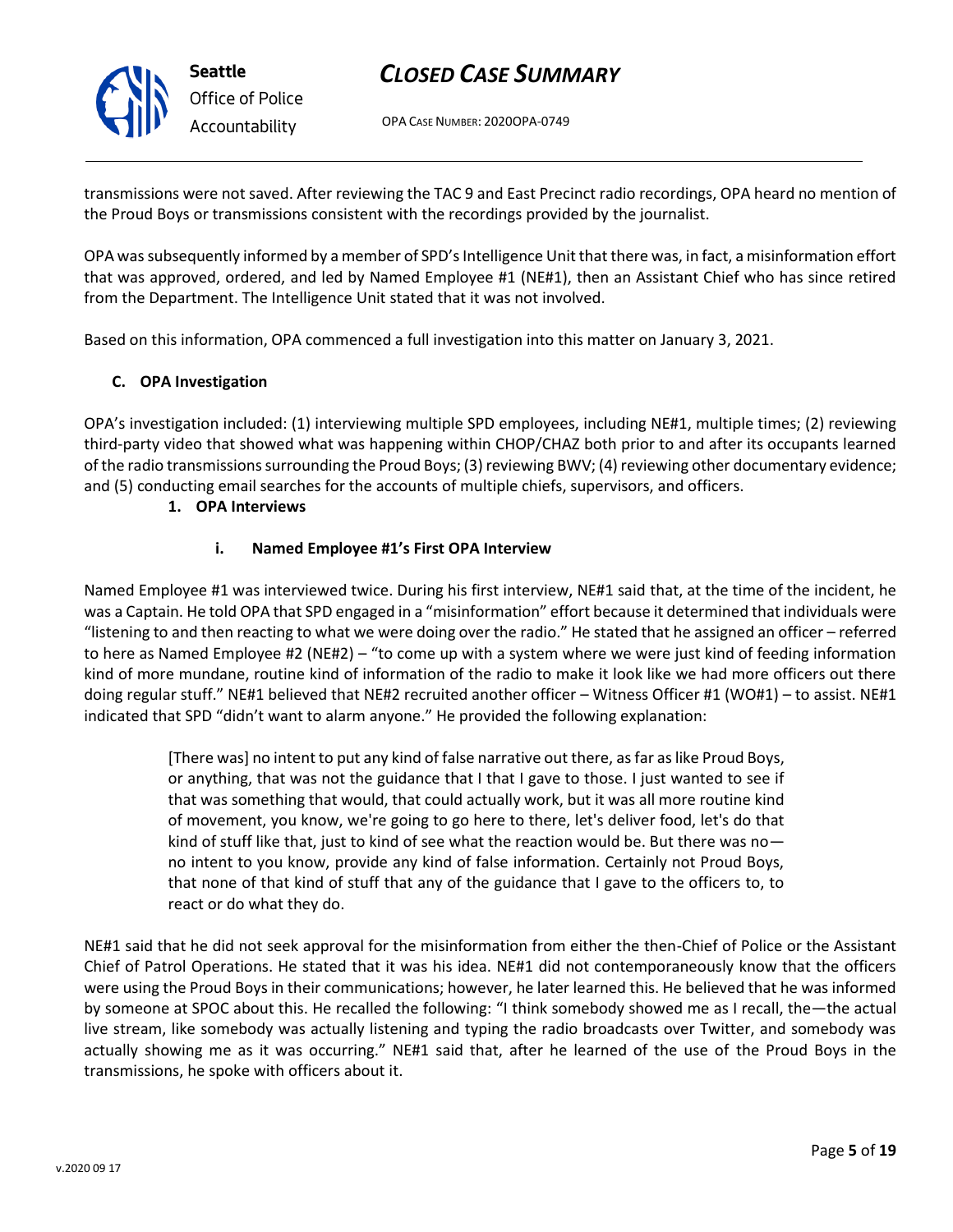transmissions were not saved. After reviewing the TAC 9 and East Precinct radio recordings, OPA heard no mention of the Proud Boys or transmissions consistent with the recordings provided by the journalist.

OPA was subsequently informed by a member of SPD's Intelligence Unit that there was, in fact, a misinformation effort that was approved, ordered, and led by Named Employee #1 (NE#1), then an Assistant Chief who has since retired from the Department. The Intelligence Unit stated that it was not involved.

Based on this information, OPA commenced a full investigation into this matter on January 3, 2021.

### C. OPA Investigation

OPA's investigation included: (1) interviewing multiple SPD employees, including NE#1, multiple times; (2) reviewing third-party video that showed what was happening within CHOP/CHAZ both prior to and after its occupants learned of the radio transmissions surrounding the Proud Boys; (3) reviewing BWV; (4) reviewing other documentary evidence; and (5) conducting email searches for the accounts of multiple chiefs, supervisors, and officers.

#### 1. OPA Interviews

##### i. Named Employee #1's First OPA Interview

Named Employee #1 was interviewed twice. During his first interview, NE#1 said that, at the time of the incident, he was a Captain. He told OPA that SPD engaged in a "misinformation" effort because it determined that individuals were "listening to and then reacting to what we were doing over the radio." He stated that he assigned an officer – referred to here as Named Employee #2 (NE#2) – "to come up with a system where we were just kind of feeding information kind of more mundane, routine kind of information of the radio to make it look like we had more officers out there doing regular stuff." NE#1 believed that NE#2 recruited another officer – Witness Officer #1 (WO#1) – to assist. NE#1 indicated that SPD "didn't want to alarm anyone." He provided the following explanation:

> [There was] no intent to put any kind of false narrative out there, as far as like Proud Boys, or anything, that was not the guidance that I that I gave to those. I just wanted to see if that was something that would, that could actually work, but it was all more routine kind of movement, you know, we're going to go here to there, let's deliver food, let's do that kind of stuff like that, just to kind of see what the reaction would be. But there was no—no intent to you know, provide any kind of false information. Certainly not Proud Boys, that none of that kind of stuff that any of the guidance that I gave to the officers to, to react or do what they do.

NE#1 said that he did not seek approval for the misinformation from either the then-Chief of Police or the Assistant Chief of Patrol Operations. He stated that it was his idea. NE#1 did not contemporaneously know that the officers were using the Proud Boys in their communications; however, he later learned this. He believed that he was informed by someone at SPOC about this. He recalled the following: "I think somebody showed me as I recall, the—the actual live stream, like somebody was actually listening and typing the radio broadcasts over Twitter, and somebody was actually showing me as it was occurring." NE#1 said that, after he learned of the use of the Proud Boys in the transmissions, he spoke with officers about it.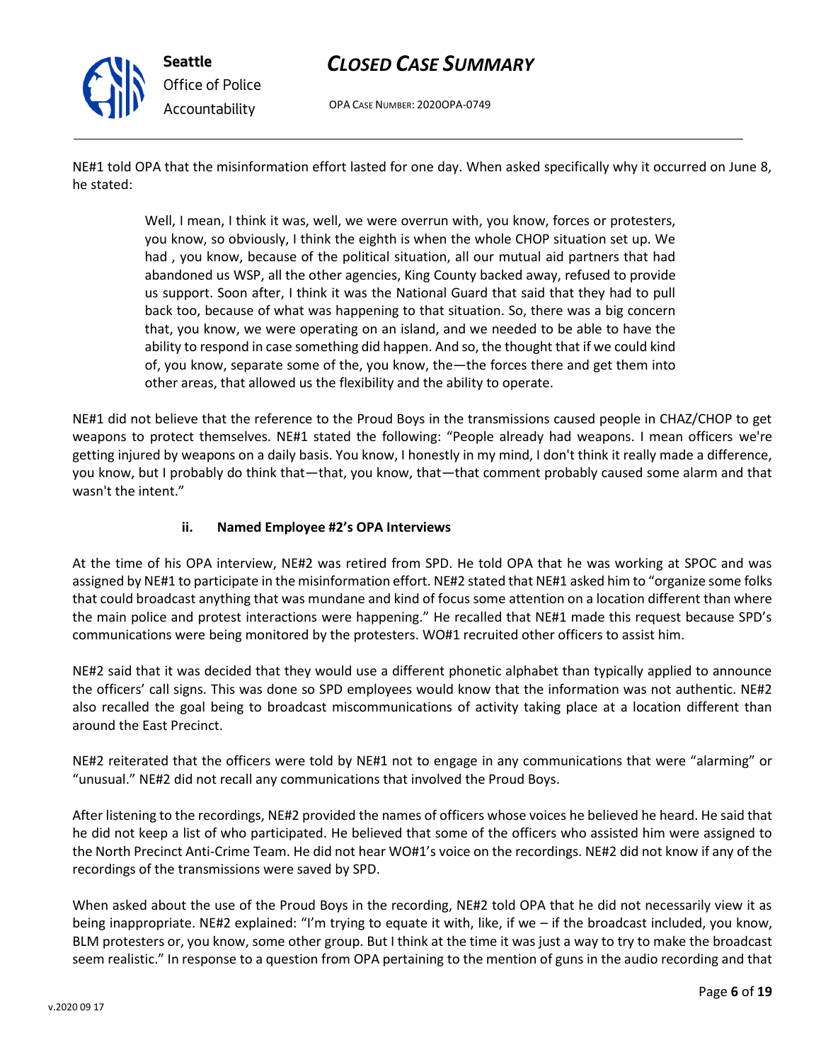NE#1 told OPA that the misinformation effort lasted for one day. When asked specifically why it occurred on June 8, he stated:

> Well, I mean, I think it was, well, we were overrun with, you know, forces or protesters, you know, so obviously, I think the eighth is when the whole CHOP situation set up. We had , you know, because of the political situation, all our mutual aid partners that had abandoned us WSP, all the other agencies, King County backed away, refused to provide us support. Soon after, I think it was the National Guard that said that they had to pull back too, because of what was happening to that situation. So, there was a big concern that, you know, we were operating on an island, and we needed to be able to have the ability to respond in case something did happen. And so, the thought that if we could kind of, you know, separate some of the, you know, the—the forces there and get them into other areas, that allowed us the flexibility and the ability to operate.

NE#1 did not believe that the reference to the Proud Boys in the transmissions caused people in CHAZ/CHOP to get weapons to protect themselves. NE#1 stated the following: "People already had weapons. I mean officers we're getting injured by weapons on a daily basis. You know, I honestly in my mind, I don't think it really made a difference, you know, but I probably do think that—that, you know, that—that comment probably caused some alarm and that wasn't the intent."

### ii. Named Employee #2's OPA Interviews

At the time of his OPA interview, NE#2 was retired from SPD. He told OPA that he was working at SPOC and was assigned by NE#1 to participate in the misinformation effort. NE#2 stated that NE#1 asked him to "organize some folks that could broadcast anything that was mundane and kind of focus some attention on a location different than where the main police and protest interactions were happening." He recalled that NE#1 made this request because SPD's communications were being monitored by the protesters. WO#1 recruited other officers to assist him.

NE#2 said that it was decided that they would use a different phonetic alphabet than typically applied to announce the officers' call signs. This was done so SPD employees would know that the information was not authentic. NE#2 also recalled the goal being to broadcast miscommunications of activity taking place at a location different than around the East Precinct.

NE#2 reiterated that the officers were told by NE#1 not to engage in any communications that were "alarming" or "unusual." NE#2 did not recall any communications that involved the Proud Boys.

After listening to the recordings, NE#2 provided the names of officers whose voices he believed he heard. He said that he did not keep a list of who participated. He believed that some of the officers who assisted him were assigned to the North Precinct Anti-Crime Team. He did not hear WO#1's voice on the recordings. NE#2 did not know if any of the recordings of the transmissions were saved by SPD.

When asked about the use of the Proud Boys in the recording, NE#2 told OPA that he did not necessarily view it as being inappropriate. NE#2 explained: "I'm trying to equate it with, like, if we – if the broadcast included, you know, BLM protesters or, you know, some other group. But I think at the time it was just a way to try to make the broadcast seem realistic." In response to a question from OPA pertaining to the mention of guns in the audio recording and that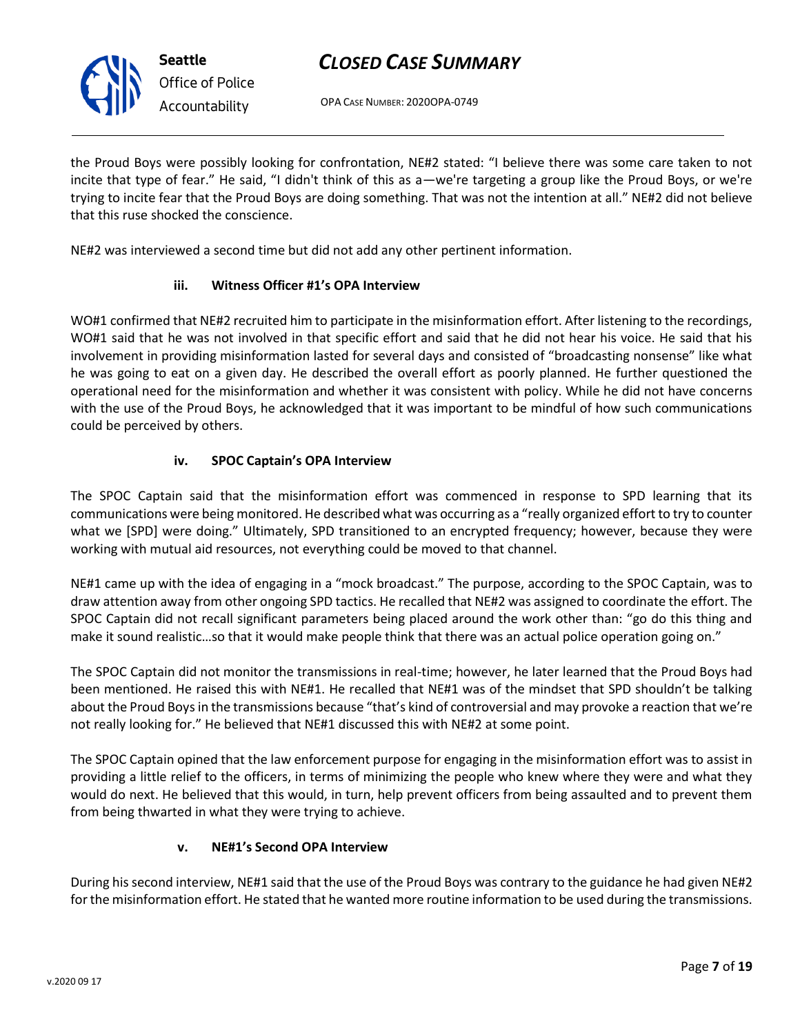the Proud Boys were possibly looking for confrontation, NE#2 stated: "I believe there was some care taken to not incite that type of fear." He said, "I didn't think of this as a—we're targeting a group like the Proud Boys, or we're trying to incite fear that the Proud Boys are doing something. That was not the intention at all." NE#2 did not believe that this ruse shocked the conscience.

NE#2 was interviewed a second time but did not add any other pertinent information.

#### iii. Witness Officer #1's OPA Interview

WO#1 confirmed that NE#2 recruited him to participate in the misinformation effort. After listening to the recordings, WO#1 said that he was not involved in that specific effort and said that he did not hear his voice. He said that his involvement in providing misinformation lasted for several days and consisted of "broadcasting nonsense" like what he was going to eat on a given day. He described the overall effort as poorly planned. He further questioned the operational need for the misinformation and whether it was consistent with policy. While he did not have concerns with the use of the Proud Boys, he acknowledged that it was important to be mindful of how such communications could be perceived by others.

#### iv. SPOC Captain's OPA Interview

The SPOC Captain said that the misinformation effort was commenced in response to SPD learning that its communications were being monitored. He described what was occurring as a "really organized effort to try to counter what we [SPD] were doing." Ultimately, SPD transitioned to an encrypted frequency; however, because they were working with mutual aid resources, not everything could be moved to that channel.

NE#1 came up with the idea of engaging in a "mock broadcast." The purpose, according to the SPOC Captain, was to draw attention away from other ongoing SPD tactics. He recalled that NE#2 was assigned to coordinate the effort. The SPOC Captain did not recall significant parameters being placed around the work other than: "go do this thing and make it sound realistic…so that it would make people think that there was an actual police operation going on."

The SPOC Captain did not monitor the transmissions in real-time; however, he later learned that the Proud Boys had been mentioned. He raised this with NE#1. He recalled that NE#1 was of the mindset that SPD shouldn't be talking about the Proud Boys in the transmissions because "that's kind of controversial and may provoke a reaction that we're not really looking for." He believed that NE#1 discussed this with NE#2 at some point.

The SPOC Captain opined that the law enforcement purpose for engaging in the misinformation effort was to assist in providing a little relief to the officers, in terms of minimizing the people who knew where they were and what they would do next. He believed that this would, in turn, help prevent officers from being assaulted and to prevent them from being thwarted in what they were trying to achieve.

#### v. NE#1's Second OPA Interview

During his second interview, NE#1 said that the use of the Proud Boys was contrary to the guidance he had given NE#2 for the misinformation effort. He stated that he wanted more routine information to be used during the transmissions.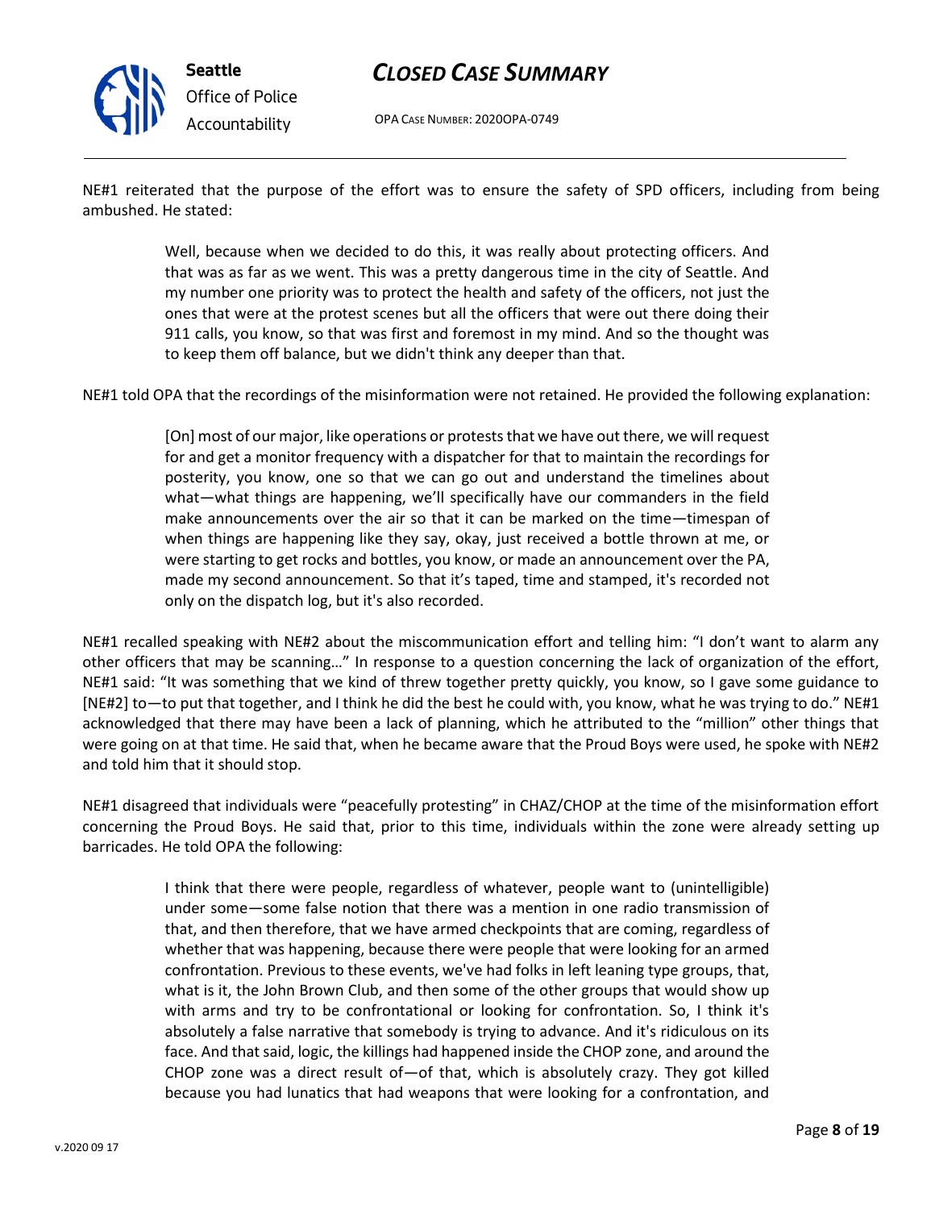NE#1 reiterated that the purpose of the effort was to ensure the safety of SPD officers, including from being ambushed. He stated:

> Well, because when we decided to do this, it was really about protecting officers. And that was as far as we went. This was a pretty dangerous time in the city of Seattle. And my number one priority was to protect the health and safety of the officers, not just the ones that were at the protest scenes but all the officers that were out there doing their 911 calls, you know, so that was first and foremost in my mind. And so the thought was to keep them off balance, but we didn't think any deeper than that.

NE#1 told OPA that the recordings of the misinformation were not retained. He provided the following explanation:

> [On] most of our major, like operations or protests that we have out there, we will request for and get a monitor frequency with a dispatcher for that to maintain the recordings for posterity, you know, one so that we can go out and understand the timelines about what—what things are happening, we'll specifically have our commanders in the field make announcements over the air so that it can be marked on the time—timespan of when things are happening like they say, okay, just received a bottle thrown at me, or were starting to get rocks and bottles, you know, or made an announcement over the PA, made my second announcement. So that it's taped, time and stamped, it's recorded not only on the dispatch log, but it's also recorded.

NE#1 recalled speaking with NE#2 about the miscommunication effort and telling him: "I don't want to alarm any other officers that may be scanning…" In response to a question concerning the lack of organization of the effort, NE#1 said: "It was something that we kind of threw together pretty quickly, you know, so I gave some guidance to [NE#2] to—to put that together, and I think he did the best he could with, you know, what he was trying to do." NE#1 acknowledged that there may have been a lack of planning, which he attributed to the "million" other things that were going on at that time. He said that, when he became aware that the Proud Boys were used, he spoke with NE#2 and told him that it should stop.

NE#1 disagreed that individuals were "peacefully protesting" in CHAZ/CHOP at the time of the misinformation effort concerning the Proud Boys. He said that, prior to this time, individuals within the zone were already setting up barricades. He told OPA the following:

> I think that there were people, regardless of whatever, people want to (unintelligible) under some—some false notion that there was a mention in one radio transmission of that, and then therefore, that we have armed checkpoints that are coming, regardless of whether that was happening, because there were people that were looking for an armed confrontation. Previous to these events, we've had folks in left leaning type groups, that, what is it, the John Brown Club, and then some of the other groups that would show up with arms and try to be confrontational or looking for confrontation. So, I think it's absolutely a false narrative that somebody is trying to advance. And it's ridiculous on its face. And that said, logic, the killings had happened inside the CHOP zone, and around the CHOP zone was a direct result of—of that, which is absolutely crazy. They got killed because you had lunatics that had weapons that were looking for a confrontation, and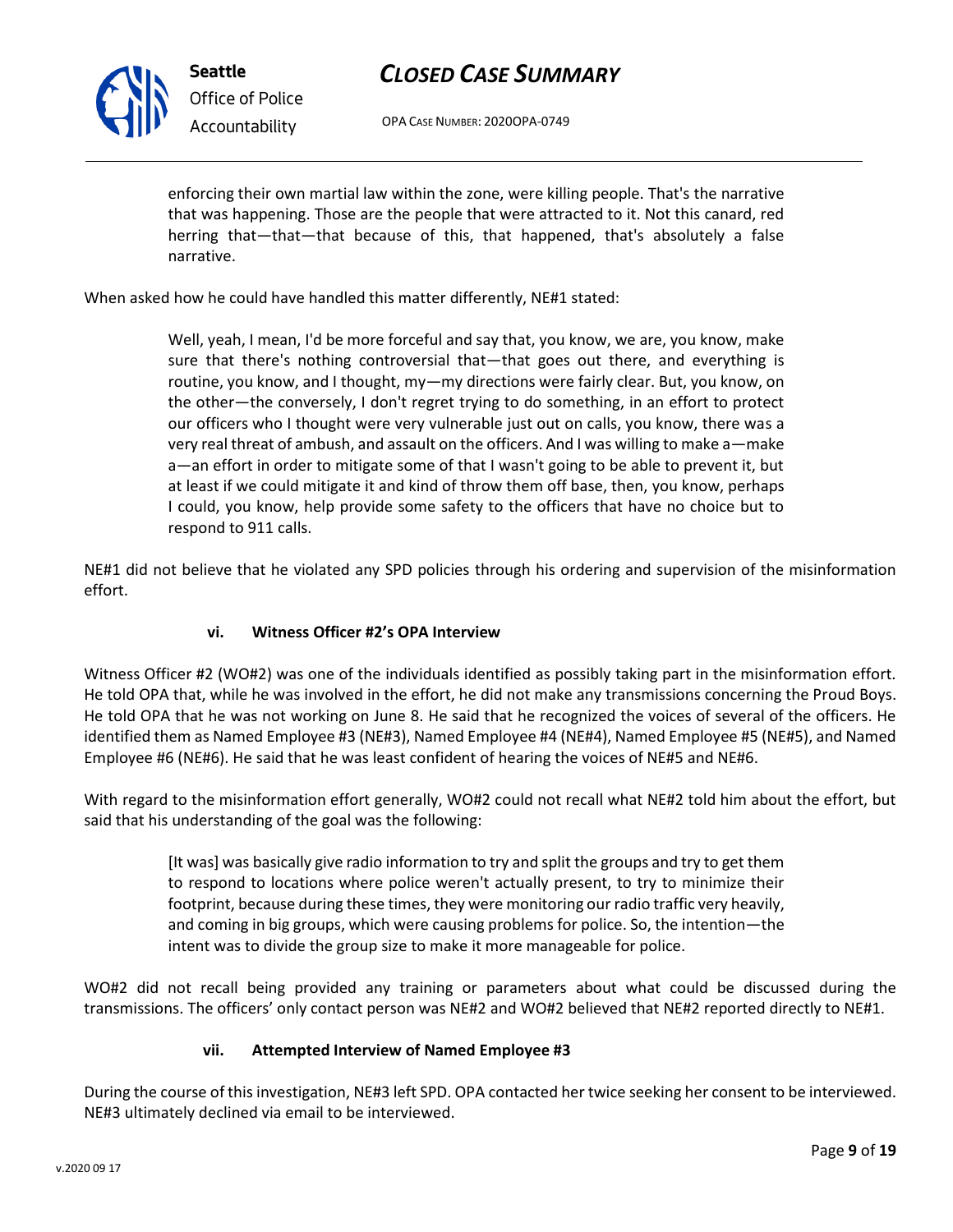> enforcing their own martial law within the zone, were killing people. That's the narrative that was happening. Those are the people that were attracted to it. Not this canard, red herring that—that—that because of this, that happened, that's absolutely a false narrative.

When asked how he could have handled this matter differently, NE#1 stated:

> Well, yeah, I mean, I'd be more forceful and say that, you know, we are, you know, make sure that there's nothing controversial that—that goes out there, and everything is routine, you know, and I thought, my—my directions were fairly clear. But, you know, on the other—the conversely, I don't regret trying to do something, in an effort to protect our officers who I thought were very vulnerable just out on calls, you know, there was a very real threat of ambush, and assault on the officers. And I was willing to make a—make a—an effort in order to mitigate some of that I wasn't going to be able to prevent it, but at least if we could mitigate it and kind of throw them off base, then, you know, perhaps I could, you know, help provide some safety to the officers that have no choice but to respond to 911 calls.

NE#1 did not believe that he violated any SPD policies through his ordering and supervision of the misinformation effort.

#### vi. Witness Officer #2's OPA Interview

Witness Officer #2 (WO#2) was one of the individuals identified as possibly taking part in the misinformation effort. He told OPA that, while he was involved in the effort, he did not make any transmissions concerning the Proud Boys. He told OPA that he was not working on June 8. He said that he recognized the voices of several of the officers. He identified them as Named Employee #3 (NE#3), Named Employee #4 (NE#4), Named Employee #5 (NE#5), and Named Employee #6 (NE#6). He said that he was least confident of hearing the voices of NE#5 and NE#6.

With regard to the misinformation effort generally, WO#2 could not recall what NE#2 told him about the effort, but said that his understanding of the goal was the following:

> [It was] was basically give radio information to try and split the groups and try to get them to respond to locations where police weren't actually present, to try to minimize their footprint, because during these times, they were monitoring our radio traffic very heavily, and coming in big groups, which were causing problems for police. So, the intention—the intent was to divide the group size to make it more manageable for police.

WO#2 did not recall being provided any training or parameters about what could be discussed during the transmissions. The officers' only contact person was NE#2 and WO#2 believed that NE#2 reported directly to NE#1.

#### vii. Attempted Interview of Named Employee #3

During the course of this investigation, NE#3 left SPD. OPA contacted her twice seeking her consent to be interviewed. NE#3 ultimately declined via email to be interviewed.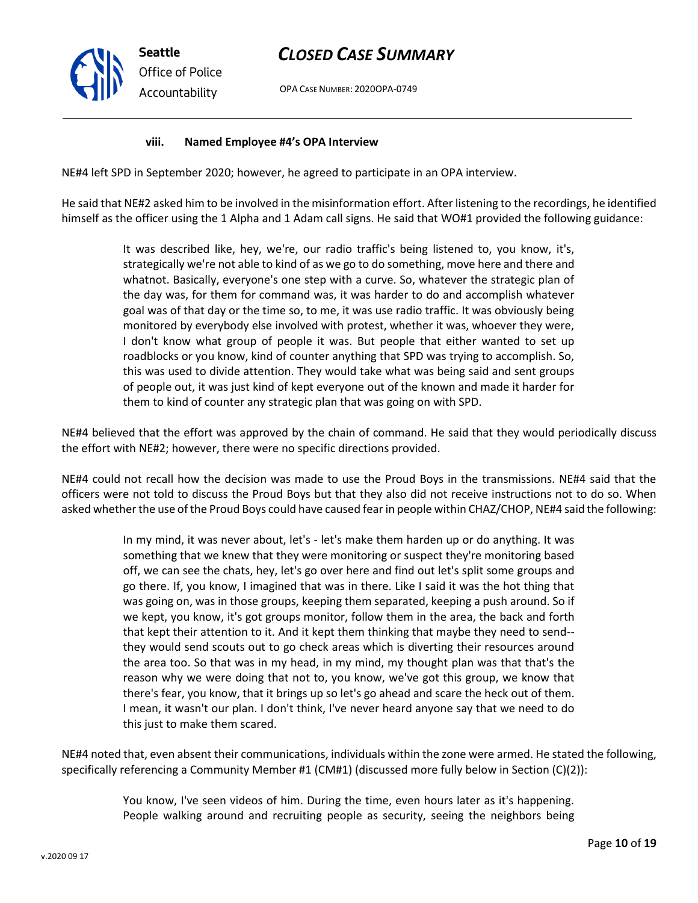#### viii. Named Employee #4's OPA Interview

NE#4 left SPD in September 2020; however, he agreed to participate in an OPA interview.

He said that NE#2 asked him to be involved in the misinformation effort. After listening to the recordings, he identified himself as the officer using the 1 Alpha and 1 Adam call signs. He said that WO#1 provided the following guidance:

> It was described like, hey, we're, our radio traffic's being listened to, you know, it's, strategically we're not able to kind of as we go to do something, move here and there and whatnot. Basically, everyone's one step with a curve. So, whatever the strategic plan of the day was, for them for command was, it was harder to do and accomplish whatever goal was of that day or the time so, to me, it was use radio traffic. It was obviously being monitored by everybody else involved with protest, whether it was, whoever they were, I don't know what group of people it was. But people that either wanted to set up roadblocks or you know, kind of counter anything that SPD was trying to accomplish. So, this was used to divide attention. They would take what was being said and sent groups of people out, it was just kind of kept everyone out of the known and made it harder for them to kind of counter any strategic plan that was going on with SPD.

NE#4 believed that the effort was approved by the chain of command. He said that they would periodically discuss the effort with NE#2; however, there were no specific directions provided.

NE#4 could not recall how the decision was made to use the Proud Boys in the transmissions. NE#4 said that the officers were not told to discuss the Proud Boys but that they also did not receive instructions not to do so. When asked whether the use of the Proud Boys could have caused fear in people within CHAZ/CHOP, NE#4 said the following:

> In my mind, it was never about, let's - let's make them harden up or do anything. It was something that we knew that they were monitoring or suspect they're monitoring based off, we can see the chats, hey, let's go over here and find out let's split some groups and go there. If, you know, I imagined that was in there. Like I said it was the hot thing that was going on, was in those groups, keeping them separated, keeping a push around. So if we kept, you know, it's got groups monitor, follow them in the area, the back and forth that kept their attention to it. And it kept them thinking that maybe they need to send-- they would send scouts out to go check areas which is diverting their resources around the area too. So that was in my head, in my mind, my thought plan was that that's the reason why we were doing that not to, you know, we've got this group, we know that there's fear, you know, that it brings up so let's go ahead and scare the heck out of them. I mean, it wasn't our plan. I don't think, I've never heard anyone say that we need to do this just to make them scared.

NE#4 noted that, even absent their communications, individuals within the zone were armed. He stated the following, specifically referencing a Community Member #1 (CM#1) (discussed more fully below in Section (C)(2)):

> You know, I've seen videos of him. During the time, even hours later as it's happening. People walking around and recruiting people as security, seeing the neighbors being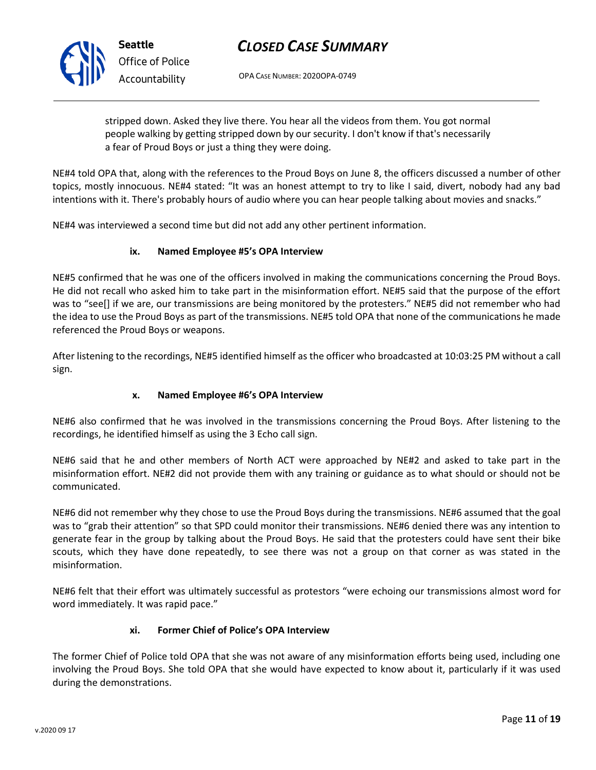> stripped down. Asked they live there. You hear all the videos from them. You got normal people walking by getting stripped down by our security. I don't know if that's necessarily a fear of Proud Boys or just a thing they were doing.

NE#4 told OPA that, along with the references to the Proud Boys on June 8, the officers discussed a number of other topics, mostly innocuous. NE#4 stated: "It was an honest attempt to try to like I said, divert, nobody had any bad intentions with it. There's probably hours of audio where you can hear people talking about movies and snacks."

NE#4 was interviewed a second time but did not add any other pertinent information.

#### ix. Named Employee #5's OPA Interview

NE#5 confirmed that he was one of the officers involved in making the communications concerning the Proud Boys. He did not recall who asked him to take part in the misinformation effort. NE#5 said that the purpose of the effort was to "see[] if we are, our transmissions are being monitored by the protesters." NE#5 did not remember who had the idea to use the Proud Boys as part of the transmissions. NE#5 told OPA that none of the communications he made referenced the Proud Boys or weapons.

After listening to the recordings, NE#5 identified himself as the officer who broadcasted at 10:03:25 PM without a call sign.

#### x. Named Employee #6's OPA Interview

NE#6 also confirmed that he was involved in the transmissions concerning the Proud Boys. After listening to the recordings, he identified himself as using the 3 Echo call sign.

NE#6 said that he and other members of North ACT were approached by NE#2 and asked to take part in the misinformation effort. NE#2 did not provide them with any training or guidance as to what should or should not be communicated.

NE#6 did not remember why they chose to use the Proud Boys during the transmissions. NE#6 assumed that the goal was to "grab their attention" so that SPD could monitor their transmissions. NE#6 denied there was any intention to generate fear in the group by talking about the Proud Boys. He said that the protesters could have sent their bike scouts, which they have done repeatedly, to see there was not a group on that corner as was stated in the misinformation.

NE#6 felt that their effort was ultimately successful as protestors "were echoing our transmissions almost word for word immediately. It was rapid pace."

#### xi. Former Chief of Police's OPA Interview

The former Chief of Police told OPA that she was not aware of any misinformation efforts being used, including one involving the Proud Boys. She told OPA that she would have expected to know about it, particularly if it was used during the demonstrations.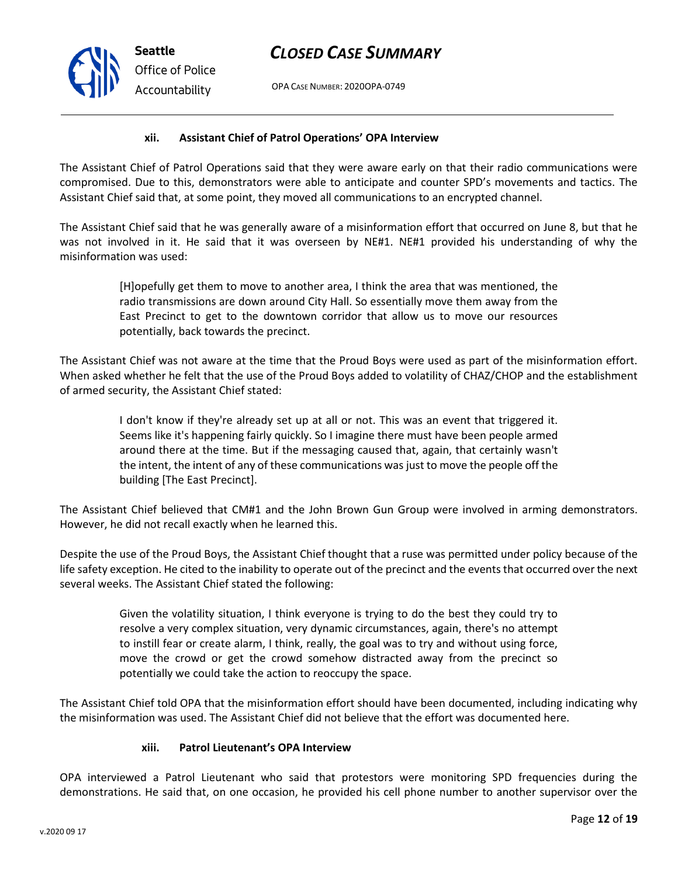#### xii. Assistant Chief of Patrol Operations' OPA Interview

The Assistant Chief of Patrol Operations said that they were aware early on that their radio communications were compromised. Due to this, demonstrators were able to anticipate and counter SPD's movements and tactics. The Assistant Chief said that, at some point, they moved all communications to an encrypted channel.

The Assistant Chief said that he was generally aware of a misinformation effort that occurred on June 8, but that he was not involved in it. He said that it was overseen by NE#1. NE#1 provided his understanding of why the misinformation was used:

> [H]opefully get them to move to another area, I think the area that was mentioned, the radio transmissions are down around City Hall. So essentially move them away from the East Precinct to get to the downtown corridor that allow us to move our resources potentially, back towards the precinct.

The Assistant Chief was not aware at the time that the Proud Boys were used as part of the misinformation effort. When asked whether he felt that the use of the Proud Boys added to volatility of CHAZ/CHOP and the establishment of armed security, the Assistant Chief stated:

> I don't know if they're already set up at all or not. This was an event that triggered it. Seems like it's happening fairly quickly. So I imagine there must have been people armed around there at the time. But if the messaging caused that, again, that certainly wasn't the intent, the intent of any of these communications was just to move the people off the building [The East Precinct].

The Assistant Chief believed that CM#1 and the John Brown Gun Group were involved in arming demonstrators. However, he did not recall exactly when he learned this.

Despite the use of the Proud Boys, the Assistant Chief thought that a ruse was permitted under policy because of the life safety exception. He cited to the inability to operate out of the precinct and the events that occurred over the next several weeks. The Assistant Chief stated the following:

> Given the volatility situation, I think everyone is trying to do the best they could try to resolve a very complex situation, very dynamic circumstances, again, there's no attempt to instill fear or create alarm, I think, really, the goal was to try and without using force, move the crowd or get the crowd somehow distracted away from the precinct so potentially we could take the action to reoccupy the space.

The Assistant Chief told OPA that the misinformation effort should have been documented, including indicating why the misinformation was used. The Assistant Chief did not believe that the effort was documented here.

#### xiii. Patrol Lieutenant's OPA Interview

OPA interviewed a Patrol Lieutenant who said that protestors were monitoring SPD frequencies during the demonstrations. He said that, on one occasion, he provided his cell phone number to another supervisor over the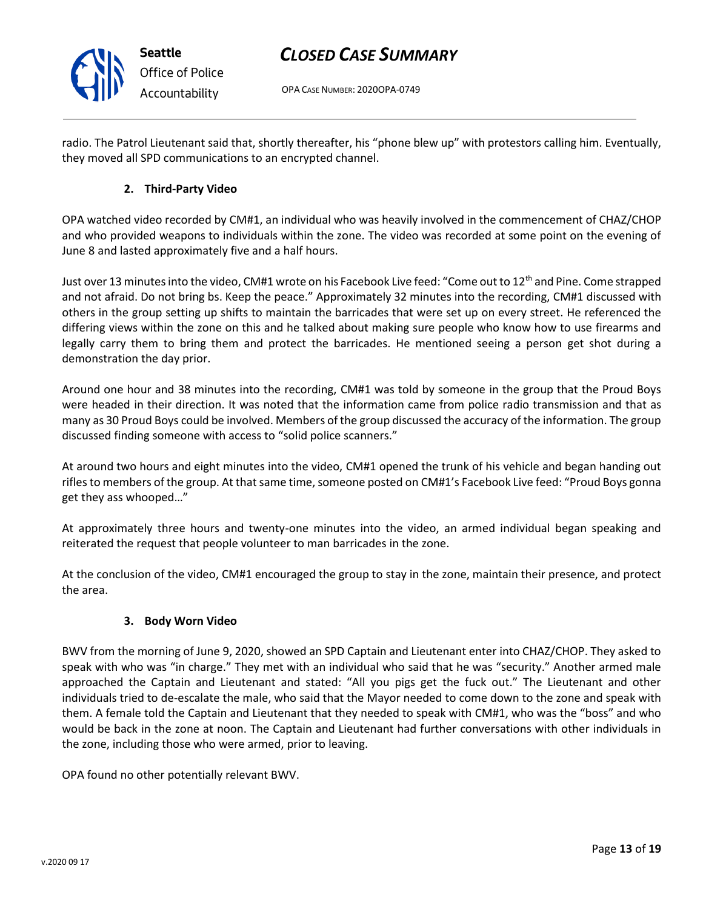radio. The Patrol Lieutenant said that, shortly thereafter, his "phone blew up" with protestors calling him. Eventually, they moved all SPD communications to an encrypted channel.

### 2. Third-Party Video

OPA watched video recorded by CM#1, an individual who was heavily involved in the commencement of CHAZ/CHOP and who provided weapons to individuals within the zone. The video was recorded at some point on the evening of June 8 and lasted approximately five and a half hours.

Just over 13 minutes into the video, CM#1 wrote on his Facebook Live feed: "Come out to 12th and Pine. Come strapped and not afraid. Do not bring bs. Keep the peace." Approximately 32 minutes into the recording, CM#1 discussed with others in the group setting up shifts to maintain the barricades that were set up on every street. He referenced the differing views within the zone on this and he talked about making sure people who know how to use firearms and legally carry them to bring them and protect the barricades. He mentioned seeing a person get shot during a demonstration the day prior.

Around one hour and 38 minutes into the recording, CM#1 was told by someone in the group that the Proud Boys were headed in their direction. It was noted that the information came from police radio transmission and that as many as 30 Proud Boys could be involved. Members of the group discussed the accuracy of the information. The group discussed finding someone with access to "solid police scanners."

At around two hours and eight minutes into the video, CM#1 opened the trunk of his vehicle and began handing out rifles to members of the group. At that same time, someone posted on CM#1's Facebook Live feed: "Proud Boys gonna get they ass whooped…"

At approximately three hours and twenty-one minutes into the video, an armed individual began speaking and reiterated the request that people volunteer to man barricades in the zone.

At the conclusion of the video, CM#1 encouraged the group to stay in the zone, maintain their presence, and protect the area.

### 3. Body Worn Video

BWV from the morning of June 9, 2020, showed an SPD Captain and Lieutenant enter into CHAZ/CHOP. They asked to speak with who was "in charge." They met with an individual who said that he was "security." Another armed male approached the Captain and Lieutenant and stated: "All you pigs get the fuck out." The Lieutenant and other individuals tried to de-escalate the male, who said that the Mayor needed to come down to the zone and speak with them. A female told the Captain and Lieutenant that they needed to speak with CM#1, who was the "boss" and who would be back in the zone at noon. The Captain and Lieutenant had further conversations with other individuals in the zone, including those who were armed, prior to leaving.

OPA found no other potentially relevant BWV.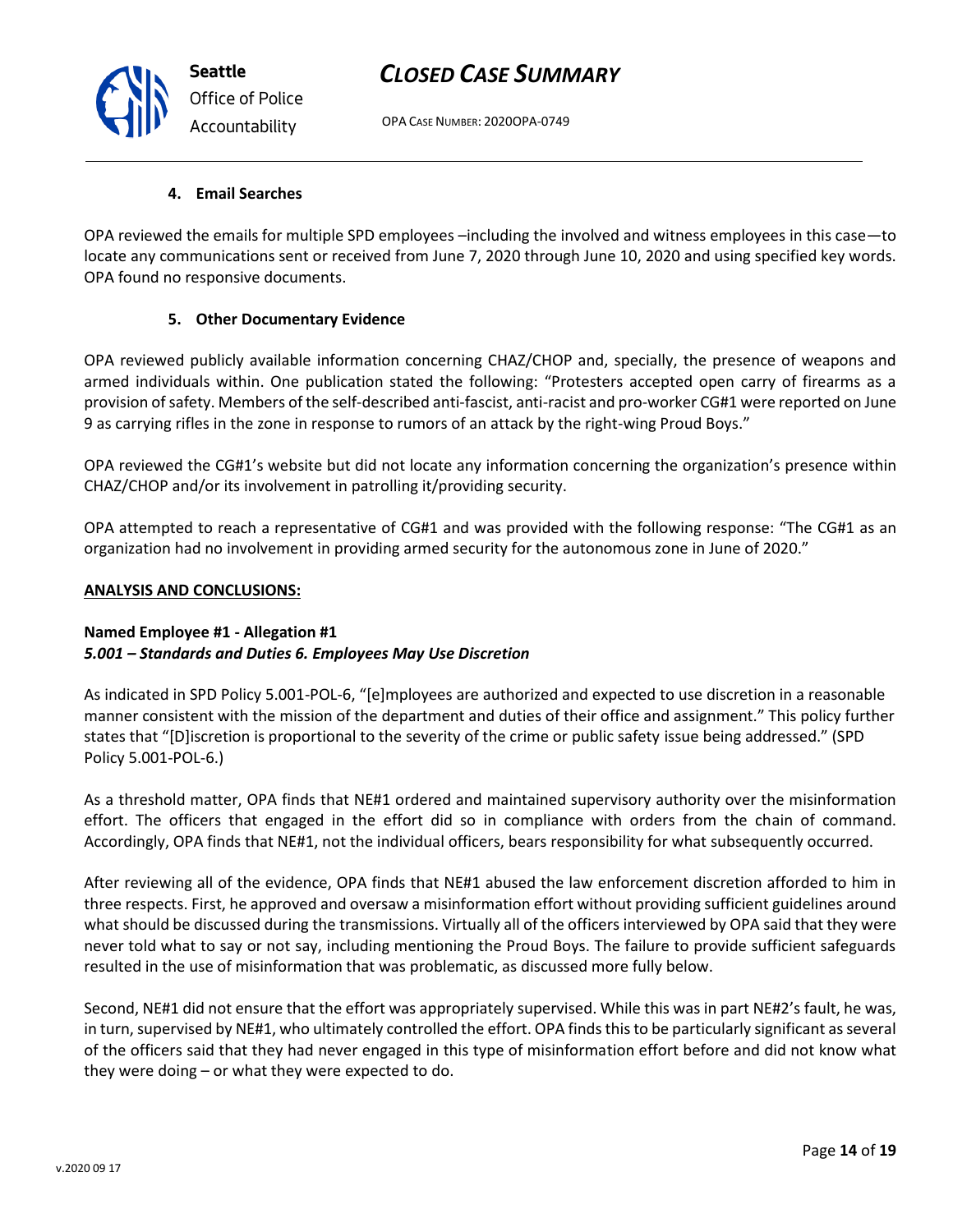#### 4. Email Searches

OPA reviewed the emails for multiple SPD employees –including the involved and witness employees in this case—to locate any communications sent or received from June 7, 2020 through June 10, 2020 and using specified key words. OPA found no responsive documents.

#### 5. Other Documentary Evidence

OPA reviewed publicly available information concerning CHAZ/CHOP and, specially, the presence of weapons and armed individuals within. One publication stated the following: "Protesters accepted open carry of firearms as a provision of safety. Members of the self-described anti-fascist, anti-racist and pro-worker CG#1 were reported on June 9 as carrying rifles in the zone in response to rumors of an attack by the right-wing Proud Boys."

OPA reviewed the CG#1's website but did not locate any information concerning the organization's presence within CHAZ/CHOP and/or its involvement in patrolling it/providing security.

OPA attempted to reach a representative of CG#1 and was provided with the following response: "The CG#1 as an organization had no involvement in providing armed security for the autonomous zone in June of 2020."

**ANALYSIS AND CONCLUSIONS:**

**Named Employee #1 - Allegation #1**
***5.001 – Standards and Duties 6. Employees May Use Discretion***

As indicated in SPD Policy 5.001-POL-6, "[e]mployees are authorized and expected to use discretion in a reasonable manner consistent with the mission of the department and duties of their office and assignment." This policy further states that "[D]iscretion is proportional to the severity of the crime or public safety issue being addressed." (SPD Policy 5.001-POL-6.)

As a threshold matter, OPA finds that NE#1 ordered and maintained supervisory authority over the misinformation effort. The officers that engaged in the effort did so in compliance with orders from the chain of command. Accordingly, OPA finds that NE#1, not the individual officers, bears responsibility for what subsequently occurred.

After reviewing all of the evidence, OPA finds that NE#1 abused the law enforcement discretion afforded to him in three respects. First, he approved and oversaw a misinformation effort without providing sufficient guidelines around what should be discussed during the transmissions. Virtually all of the officers interviewed by OPA said that they were never told what to say or not say, including mentioning the Proud Boys. The failure to provide sufficient safeguards resulted in the use of misinformation that was problematic, as discussed more fully below.

Second, NE#1 did not ensure that the effort was appropriately supervised. While this was in part NE#2's fault, he was, in turn, supervised by NE#1, who ultimately controlled the effort. OPA finds this to be particularly significant as several of the officers said that they had never engaged in this type of misinformation effort before and did not know what they were doing – or what they were expected to do.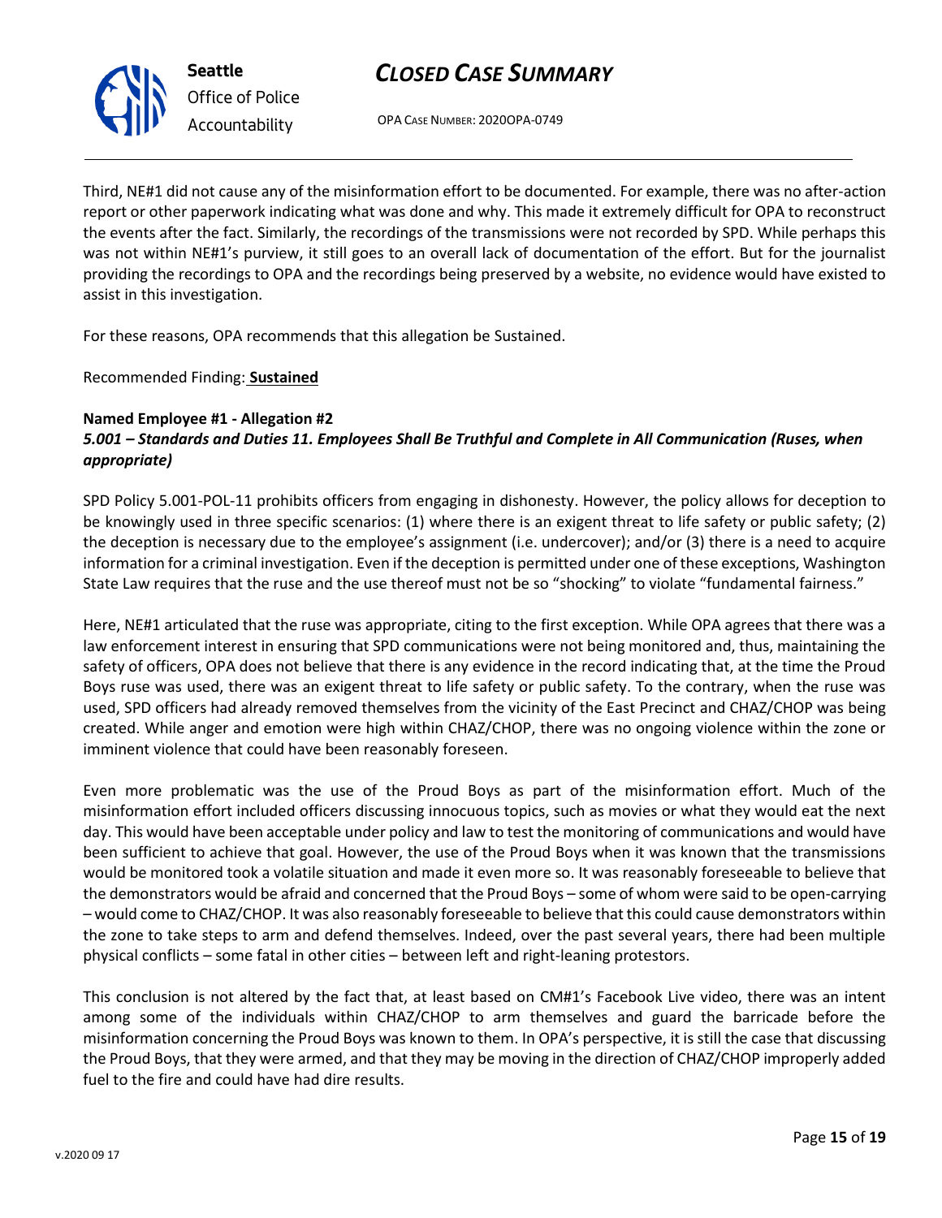Third, NE#1 did not cause any of the misinformation effort to be documented. For example, there was no after-action report or other paperwork indicating what was done and why. This made it extremely difficult for OPA to reconstruct the events after the fact. Similarly, the recordings of the transmissions were not recorded by SPD. While perhaps this was not within NE#1's purview, it still goes to an overall lack of documentation of the effort. But for the journalist providing the recordings to OPA and the recordings being preserved by a website, no evidence would have existed to assist in this investigation.

For these reasons, OPA recommends that this allegation be Sustained.

Recommended Finding: **Sustained**

**Named Employee #1 - Allegation #2**
***5.001 – Standards and Duties 11. Employees Shall Be Truthful and Complete in All Communication (Ruses, when appropriate)***

SPD Policy 5.001-POL-11 prohibits officers from engaging in dishonesty. However, the policy allows for deception to be knowingly used in three specific scenarios: (1) where there is an exigent threat to life safety or public safety; (2) the deception is necessary due to the employee's assignment (i.e. undercover); and/or (3) there is a need to acquire information for a criminal investigation. Even if the deception is permitted under one of these exceptions, Washington State Law requires that the ruse and the use thereof must not be so "shocking" to violate "fundamental fairness."

Here, NE#1 articulated that the ruse was appropriate, citing to the first exception. While OPA agrees that there was a law enforcement interest in ensuring that SPD communications were not being monitored and, thus, maintaining the safety of officers, OPA does not believe that there is any evidence in the record indicating that, at the time the Proud Boys ruse was used, there was an exigent threat to life safety or public safety. To the contrary, when the ruse was used, SPD officers had already removed themselves from the vicinity of the East Precinct and CHAZ/CHOP was being created. While anger and emotion were high within CHAZ/CHOP, there was no ongoing violence within the zone or imminent violence that could have been reasonably foreseen.

Even more problematic was the use of the Proud Boys as part of the misinformation effort. Much of the misinformation effort included officers discussing innocuous topics, such as movies or what they would eat the next day. This would have been acceptable under policy and law to test the monitoring of communications and would have been sufficient to achieve that goal. However, the use of the Proud Boys when it was known that the transmissions would be monitored took a volatile situation and made it even more so. It was reasonably foreseeable to believe that the demonstrators would be afraid and concerned that the Proud Boys – some of whom were said to be open-carrying – would come to CHAZ/CHOP. It was also reasonably foreseeable to believe that this could cause demonstrators within the zone to take steps to arm and defend themselves. Indeed, over the past several years, there had been multiple physical conflicts – some fatal in other cities – between left and right-leaning protestors.

This conclusion is not altered by the fact that, at least based on CM#1's Facebook Live video, there was an intent among some of the individuals within CHAZ/CHOP to arm themselves and guard the barricade before the misinformation concerning the Proud Boys was known to them. In OPA's perspective, it is still the case that discussing the Proud Boys, that they were armed, and that they may be moving in the direction of CHAZ/CHOP improperly added fuel to the fire and could have had dire results.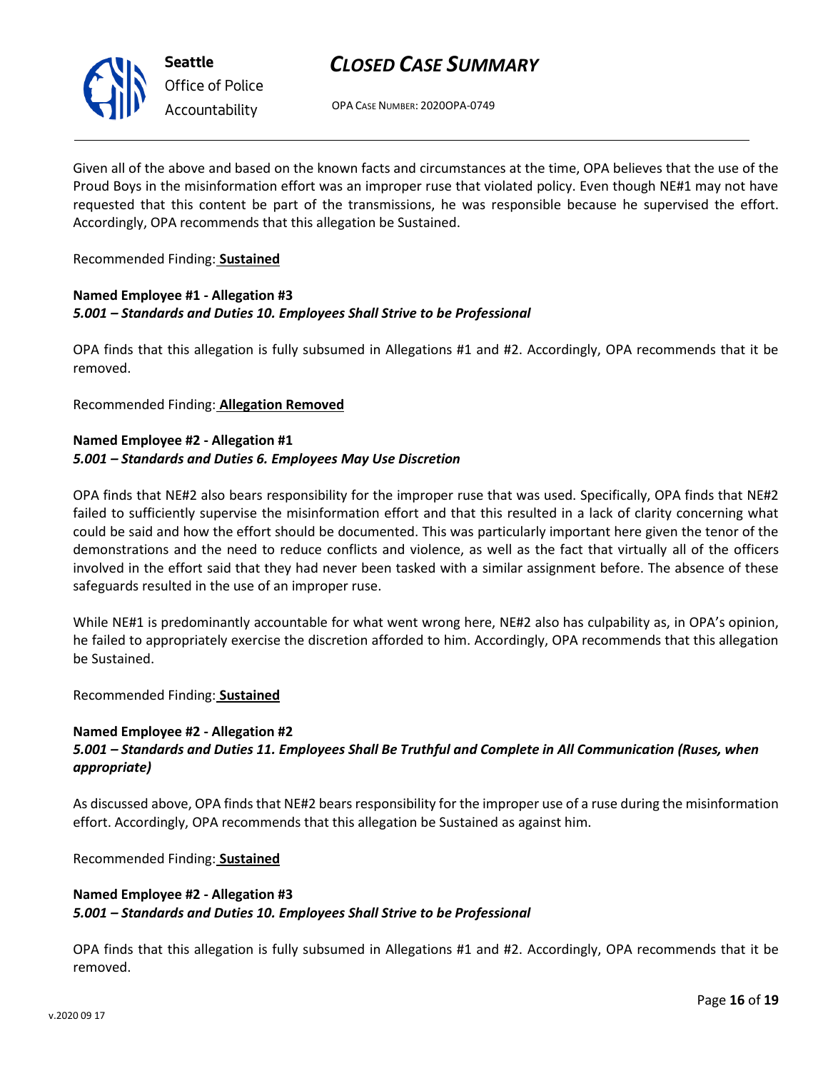Given all of the above and based on the known facts and circumstances at the time, OPA believes that the use of the Proud Boys in the misinformation effort was an improper ruse that violated policy. Even though NE#1 may not have requested that this content be part of the transmissions, he was responsible because he supervised the effort. Accordingly, OPA recommends that this allegation be Sustained.

Recommended Finding: **Sustained**

**Named Employee #1 - Allegation #3**
***5.001 – Standards and Duties 10. Employees Shall Strive to be Professional***

OPA finds that this allegation is fully subsumed in Allegations #1 and #2. Accordingly, OPA recommends that it be removed.

Recommended Finding: **Allegation Removed**

**Named Employee #2 - Allegation #1**
***5.001 – Standards and Duties 6. Employees May Use Discretion***

OPA finds that NE#2 also bears responsibility for the improper ruse that was used. Specifically, OPA finds that NE#2 failed to sufficiently supervise the misinformation effort and that this resulted in a lack of clarity concerning what could be said and how the effort should be documented. This was particularly important here given the tenor of the demonstrations and the need to reduce conflicts and violence, as well as the fact that virtually all of the officers involved in the effort said that they had never been tasked with a similar assignment before. The absence of these safeguards resulted in the use of an improper ruse.

While NE#1 is predominantly accountable for what went wrong here, NE#2 also has culpability as, in OPA's opinion, he failed to appropriately exercise the discretion afforded to him. Accordingly, OPA recommends that this allegation be Sustained.

Recommended Finding: **Sustained**

**Named Employee #2 - Allegation #2**
***5.001 – Standards and Duties 11. Employees Shall Be Truthful and Complete in All Communication (Ruses, when appropriate)***

As discussed above, OPA finds that NE#2 bears responsibility for the improper use of a ruse during the misinformation effort. Accordingly, OPA recommends that this allegation be Sustained as against him.

Recommended Finding: **Sustained**

**Named Employee #2 - Allegation #3**
***5.001 – Standards and Duties 10. Employees Shall Strive to be Professional***

OPA finds that this allegation is fully subsumed in Allegations #1 and #2. Accordingly, OPA recommends that it be removed.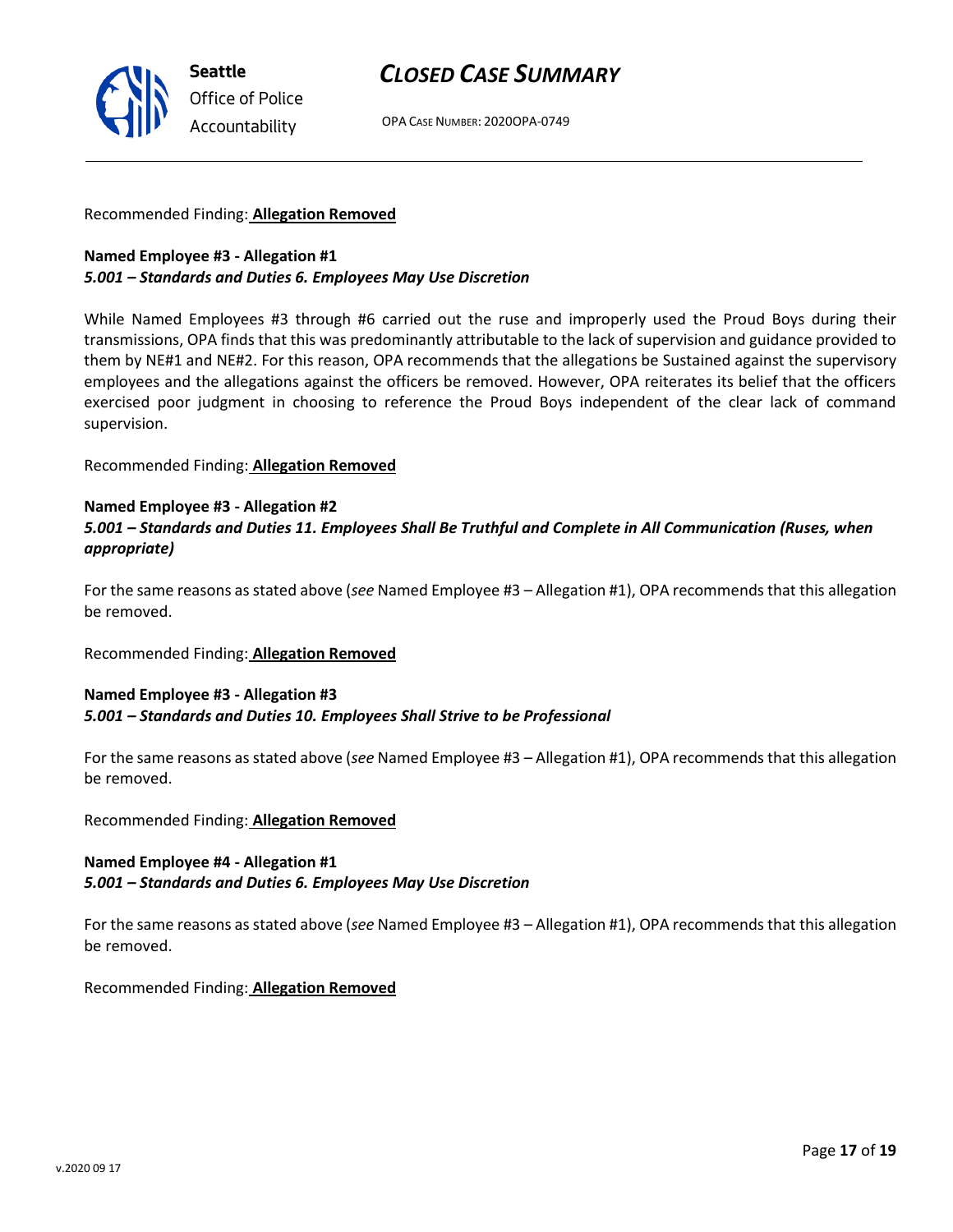Recommended Finding: **Allegation Removed**

**Named Employee #3 - Allegation #1**
***5.001 – Standards and Duties 6. Employees May Use Discretion***

While Named Employees #3 through #6 carried out the ruse and improperly used the Proud Boys during their transmissions, OPA finds that this was predominantly attributable to the lack of supervision and guidance provided to them by NE#1 and NE#2. For this reason, OPA recommends that the allegations be Sustained against the supervisory employees and the allegations against the officers be removed. However, OPA reiterates its belief that the officers exercised poor judgment in choosing to reference the Proud Boys independent of the clear lack of command supervision.

Recommended Finding: **Allegation Removed**

**Named Employee #3 - Allegation #2**
***5.001 – Standards and Duties 11. Employees Shall Be Truthful and Complete in All Communication (Ruses, when appropriate)***

For the same reasons as stated above (*see* Named Employee #3 – Allegation #1), OPA recommends that this allegation be removed.

Recommended Finding: **Allegation Removed**

**Named Employee #3 - Allegation #3**
***5.001 – Standards and Duties 10. Employees Shall Strive to be Professional***

For the same reasons as stated above (*see* Named Employee #3 – Allegation #1), OPA recommends that this allegation be removed.

Recommended Finding: **Allegation Removed**

**Named Employee #4 - Allegation #1**
***5.001 – Standards and Duties 6. Employees May Use Discretion***

For the same reasons as stated above (*see* Named Employee #3 – Allegation #1), OPA recommends that this allegation be removed.

Recommended Finding: **Allegation Removed**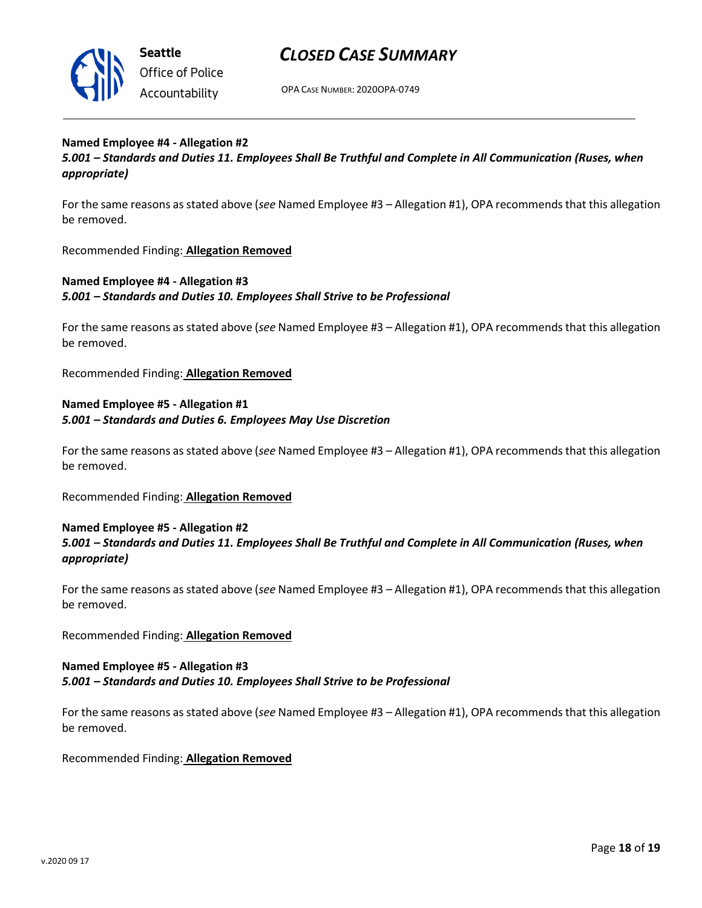**Named Employee #4 - Allegation #2**
***5.001 – Standards and Duties 11. Employees Shall Be Truthful and Complete in All Communication (Ruses, when appropriate)***

For the same reasons as stated above (*see* Named Employee #3 – Allegation #1), OPA recommends that this allegation be removed.

Recommended Finding: **Allegation Removed**

**Named Employee #4 - Allegation #3**
***5.001 – Standards and Duties 10. Employees Shall Strive to be Professional***

For the same reasons as stated above (*see* Named Employee #3 – Allegation #1), OPA recommends that this allegation be removed.

Recommended Finding: **Allegation Removed**

**Named Employee #5 - Allegation #1**
***5.001 – Standards and Duties 6. Employees May Use Discretion***

For the same reasons as stated above (*see* Named Employee #3 – Allegation #1), OPA recommends that this allegation be removed.

Recommended Finding: **Allegation Removed**

**Named Employee #5 - Allegation #2**
***5.001 – Standards and Duties 11. Employees Shall Be Truthful and Complete in All Communication (Ruses, when appropriate)***

For the same reasons as stated above (*see* Named Employee #3 – Allegation #1), OPA recommends that this allegation be removed.

Recommended Finding: **Allegation Removed**

**Named Employee #5 - Allegation #3**
***5.001 – Standards and Duties 10. Employees Shall Strive to be Professional***

For the same reasons as stated above (*see* Named Employee #3 – Allegation #1), OPA recommends that this allegation be removed.

Recommended Finding: **Allegation Removed**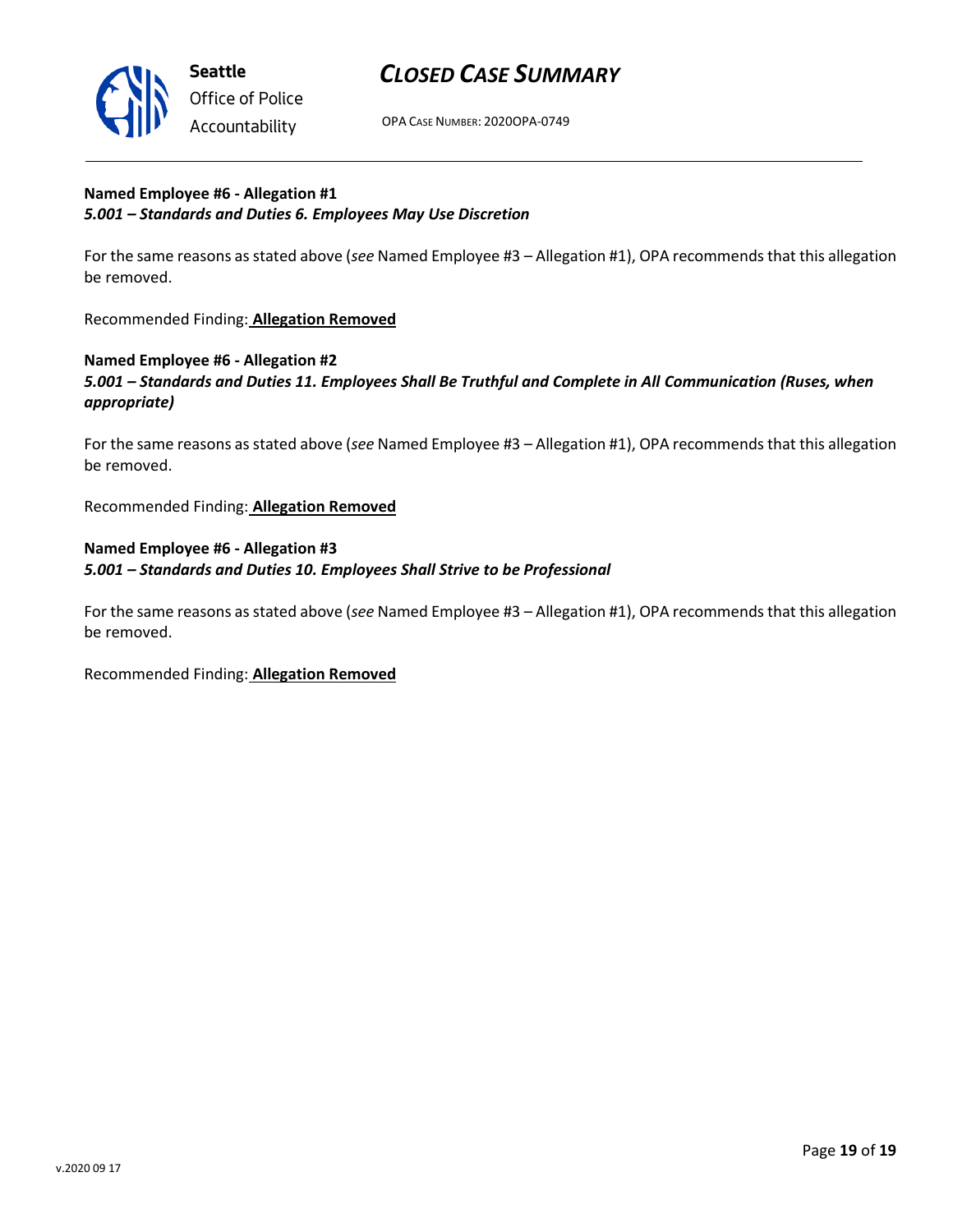**Named Employee #6 - Allegation #1**
***5.001 – Standards and Duties 6. Employees May Use Discretion***

For the same reasons as stated above (*see* Named Employee #3 – Allegation #1), OPA recommends that this allegation be removed.

Recommended Finding: **Allegation Removed**

**Named Employee #6 - Allegation #2**
***5.001 – Standards and Duties 11. Employees Shall Be Truthful and Complete in All Communication (Ruses, when appropriate)***

For the same reasons as stated above (*see* Named Employee #3 – Allegation #1), OPA recommends that this allegation be removed.

Recommended Finding: **Allegation Removed**

**Named Employee #6 - Allegation #3**
***5.001 – Standards and Duties 10. Employees Shall Strive to be Professional***

For the same reasons as stated above (*see* Named Employee #3 – Allegation #1), OPA recommends that this allegation be removed.

Recommended Finding: **Allegation Removed**